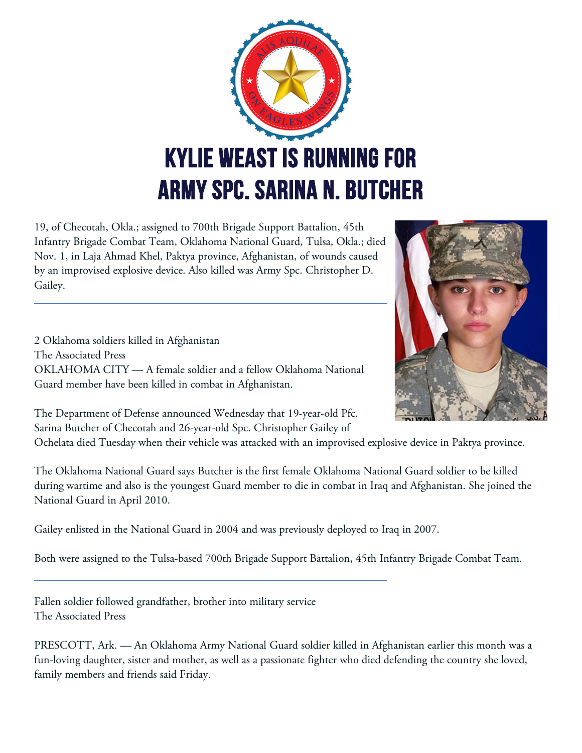# KYLIE WEAST IS RUNNING FOR ARMY SPC. SARINA N. BUTCHER

19, of Checotah, Okla.; assigned to 700th Brigade Support Battalion, 45th Infantry Brigade Combat Team, Oklahoma National Guard, Tulsa, Okla.; died Nov. 1, in Laja Ahmad Khel, Paktya province, Afghanistan, of wounds caused by an improvised explosive device. Also killed was Army Spc. Christopher D. Gailey.

---

2 Oklahoma soldiers killed in Afghanistan
The Associated Press
OKLAHOMA CITY — A female soldier and a fellow Oklahoma National Guard member have been killed in combat in Afghanistan.

The Department of Defense announced Wednesday that 19-year-old Pfc. Sarina Butcher of Checotah and 26-year-old Spc. Christopher Gailey of Ochelata died Tuesday when their vehicle was attacked with an improvised explosive device in Paktya province.

The Oklahoma National Guard says Butcher is the first female Oklahoma National Guard soldier to be killed during wartime and also is the youngest Guard member to die in combat in Iraq and Afghanistan. She joined the National Guard in April 2010.

Gailey enlisted in the National Guard in 2004 and was previously deployed to Iraq in 2007.

Both were assigned to the Tulsa-based 700th Brigade Support Battalion, 45th Infantry Brigade Combat Team.

---

Fallen soldier followed grandfather, brother into military service
The Associated Press

PRESCOTT, Ark. — An Oklahoma Army National Guard soldier killed in Afghanistan earlier this month was a fun-loving daughter, sister and mother, as well as a passionate fighter who died defending the country she loved, family members and friends said Friday.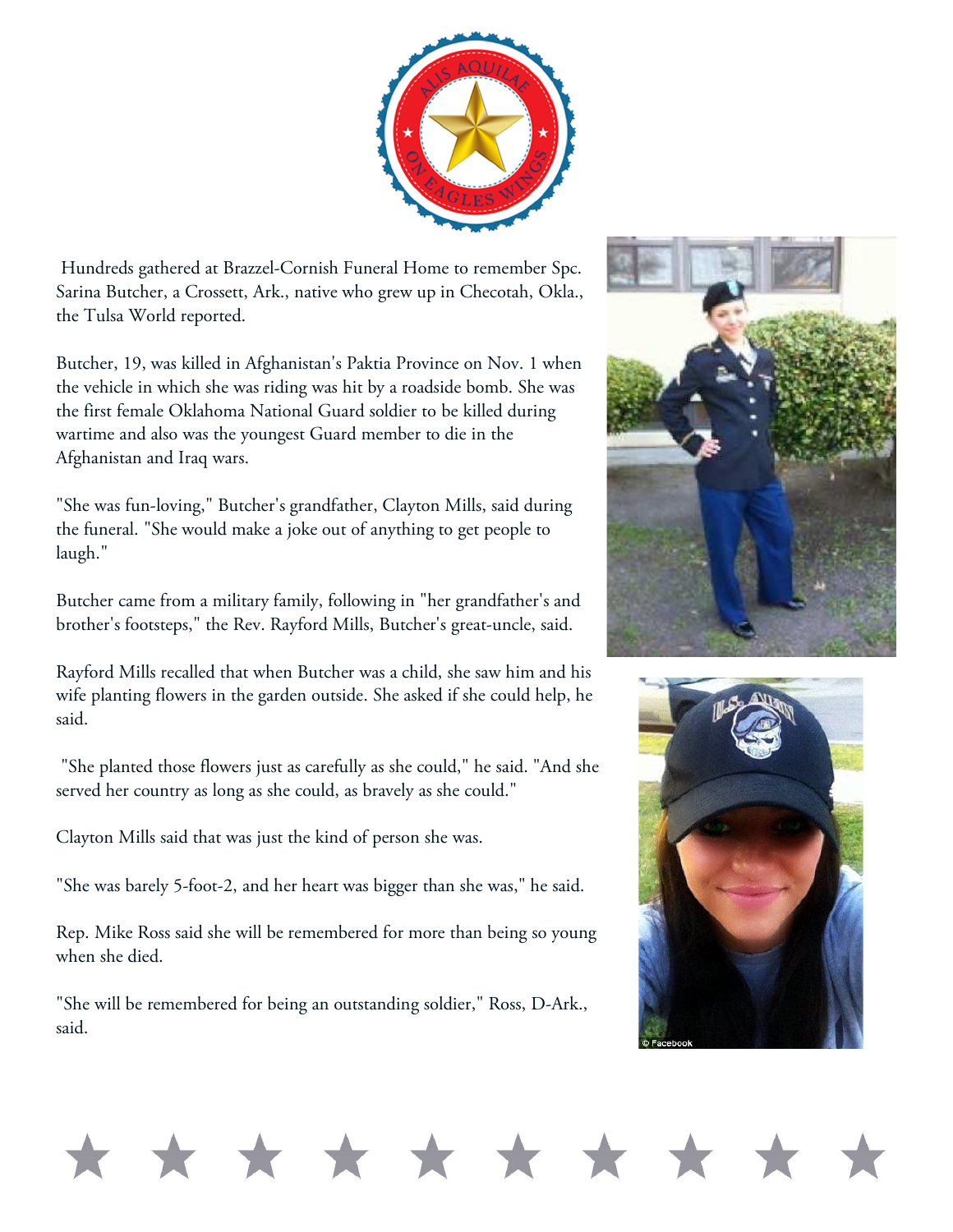Hundreds gathered at Brazzel-Cornish Funeral Home to remember Spc. Sarina Butcher, a Crossett, Ark., native who grew up in Checotah, Okla., the Tulsa World reported.

Butcher, 19, was killed in Afghanistan's Paktia Province on Nov. 1 when the vehicle in which she was riding was hit by a roadside bomb. She was the first female Oklahoma National Guard soldier to be killed during wartime and also was the youngest Guard member to die in the Afghanistan and Iraq wars.

"She was fun-loving," Butcher's grandfather, Clayton Mills, said during the funeral. "She would make a joke out of anything to get people to laugh."

Butcher came from a military family, following in "her grandfather's and brother's footsteps," the Rev. Rayford Mills, Butcher's great-uncle, said.

Rayford Mills recalled that when Butcher was a child, she saw him and his wife planting flowers in the garden outside. She asked if she could help, he said.

"She planted those flowers just as carefully as she could," he said. "And she served her country as long as she could, as bravely as she could."

Clayton Mills said that was just the kind of person she was.

"She was barely 5-foot-2, and her heart was bigger than she was," he said.

Rep. Mike Ross said she will be remembered for more than being so young when she died.

"She will be remembered for being an outstanding soldier," Ross, D-Ark., said.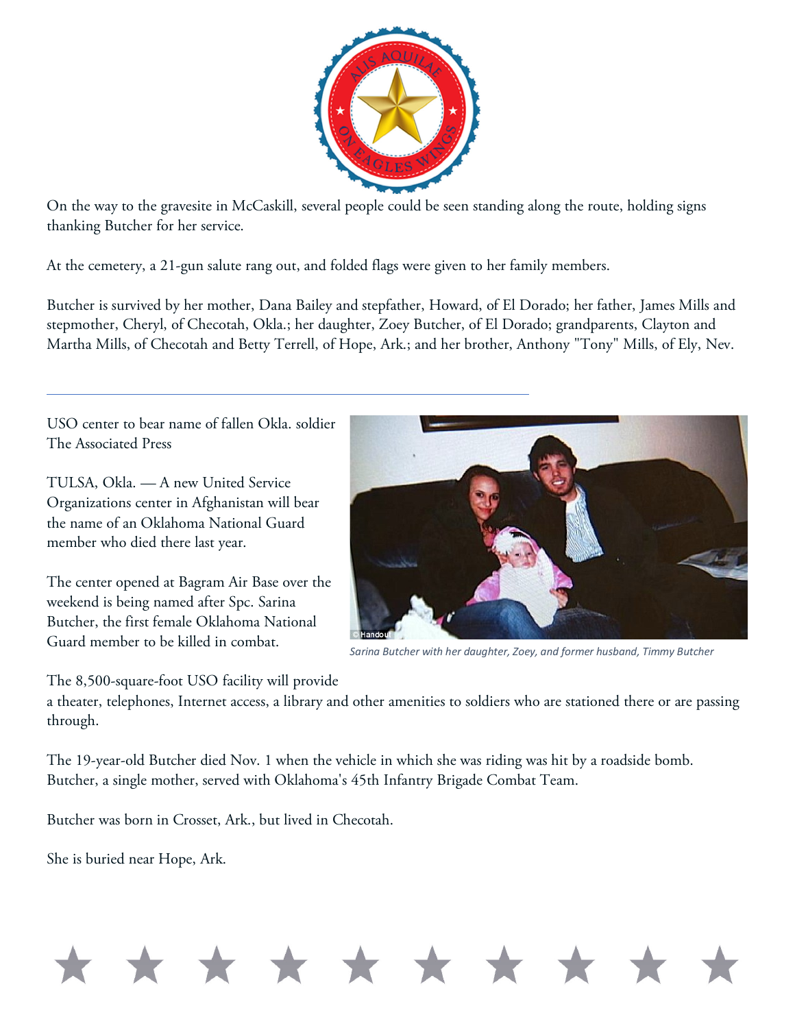On the way to the gravesite in McCaskill, several people could be seen standing along the route, holding signs thanking Butcher for her service.

At the cemetery, a 21-gun salute rang out, and folded flags were given to her family members.

Butcher is survived by her mother, Dana Bailey and stepfather, Howard, of El Dorado; her father, James Mills and stepmother, Cheryl, of Checotah, Okla.; her daughter, Zoey Butcher, of El Dorado; grandparents, Clayton and Martha Mills, of Checotah and Betty Terrell, of Hope, Ark.; and her brother, Anthony "Tony" Mills, of Ely, Nev.

---

USO center to bear name of fallen Okla. soldier
The Associated Press

TULSA, Okla. — A new United Service Organizations center in Afghanistan will bear the name of an Oklahoma National Guard member who died there last year.

The center opened at Bagram Air Base over the weekend is being named after Spc. Sarina Butcher, the first female Oklahoma National Guard member to be killed in combat.

*Sarina Butcher with her daughter, Zoey, and former husband, Timmy Butcher*

The 8,500-square-foot USO facility will provide a theater, telephones, Internet access, a library and other amenities to soldiers who are stationed there or are passing through.

The 19-year-old Butcher died Nov. 1 when the vehicle in which she was riding was hit by a roadside bomb. Butcher, a single mother, served with Oklahoma's 45th Infantry Brigade Combat Team.

Butcher was born in Crosset, Ark., but lived in Checotah.

She is buried near Hope, Ark.